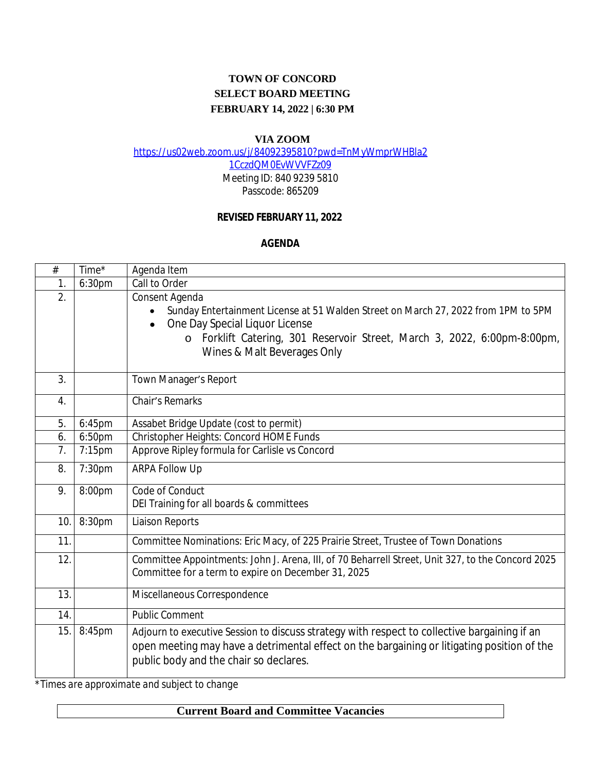**TOWN OF CONCORD**
**SELECT BOARD MEETING**
**FEBRUARY 14, 2022 | 6:30 PM**

**VIA ZOOM**
https://us02web.zoom.us/j/84092395810?pwd=TnMyWmprWHBla21CczdQM0EvWVVFZz09
Meeting ID: 840 9239 5810
Passcode: 865209

**REVISED FEBRUARY 11, 2022**

**AGENDA**

| # | Time* | Agenda Item |
|---|---|---|
| 1. | 6:30pm | Call to Order |
| 2. | | Consent Agenda<br>• Sunday Entertainment License at 51 Walden Street on March 27, 2022 from 1PM to 5PM<br>• One Day Special Liquor License<br>o Forklift Catering, 301 Reservoir Street, March 3, 2022, 6:00pm-8:00pm, Wines & Malt Beverages Only |
| 3. | | Town Manager's Report |
| 4. | | Chair's Remarks |
| 5. | 6:45pm | Assabet Bridge Update (cost to permit) |
| 6. | 6:50pm | Christopher Heights: Concord HOME Funds |
| 7. | 7:15pm | Approve Ripley formula for Carlisle vs Concord |
| 8. | 7:30pm | ARPA Follow Up |
| 9. | 8:00pm | Code of Conduct<br>DEI Training for all boards & committees |
| 10. | 8:30pm | Liaison Reports |
| 11. | | Committee Nominations: Eric Macy, of 225 Prairie Street, Trustee of Town Donations |
| 12. | | Committee Appointments: John J. Arena, III, of 70 Beharrell Street, Unit 327, to the Concord 2025 Committee for a term to expire on December 31, 2025 |
| 13. | | Miscellaneous Correspondence |
| 14. | | Public Comment |
| 15. | 8:45pm | Adjourn to executive Session to discuss strategy with respect to collective bargaining if an open meeting may have a detrimental effect on the bargaining or litigating position of the public body and the chair so declares. |

*Times are approximate and subject to change*

**Current Board and Committee Vacancies**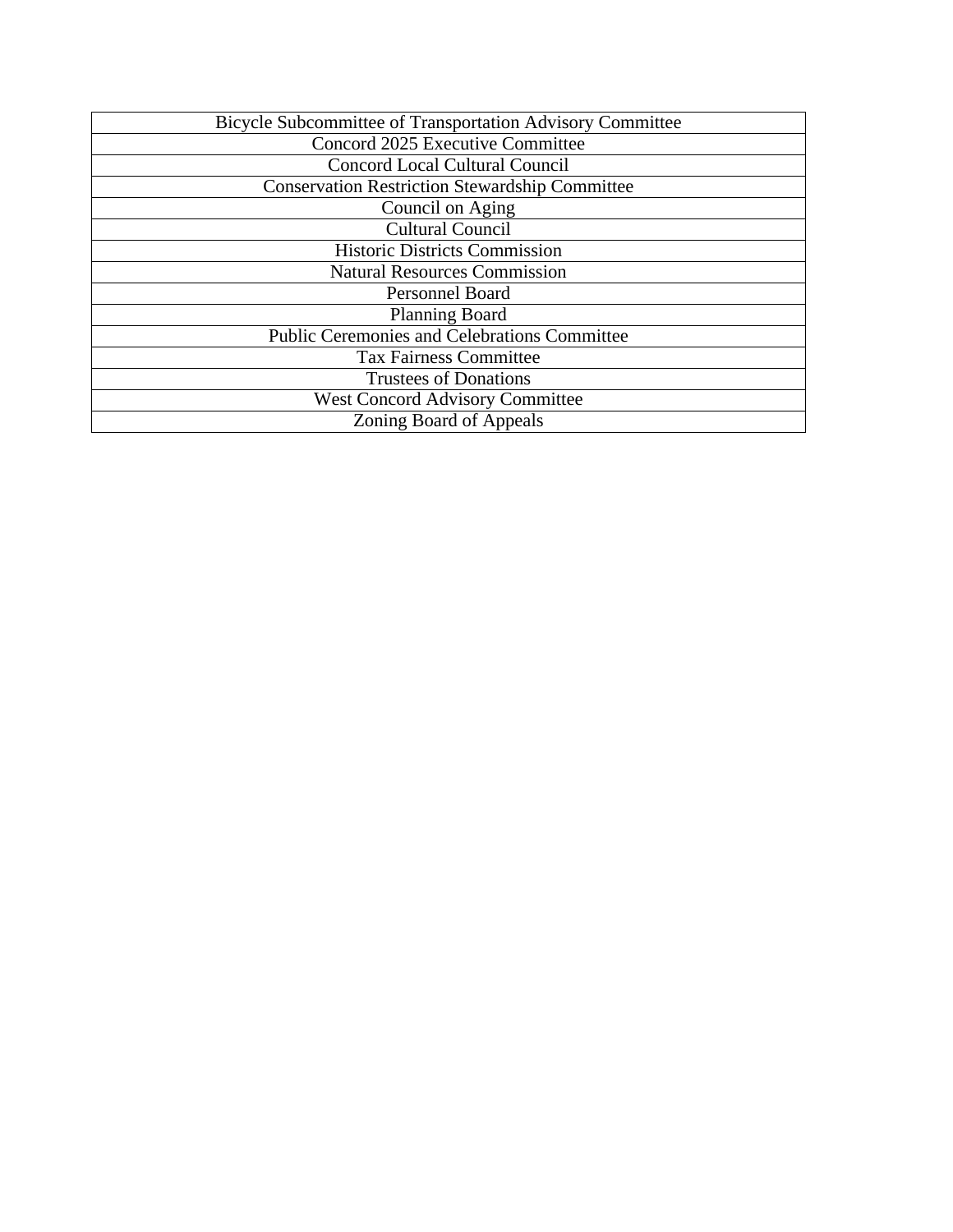| |
|---|
| Bicycle Subcommittee of Transportation Advisory Committee |
| Concord 2025 Executive Committee |
| Concord Local Cultural Council |
| Conservation Restriction Stewardship Committee |
| Council on Aging |
| Cultural Council |
| Historic Districts Commission |
| Natural Resources Commission |
| Personnel Board |
| Planning Board |
| Public Ceremonies and Celebrations Committee |
| Tax Fairness Committee |
| Trustees of Donations |
| West Concord Advisory Committee |
| Zoning Board of Appeals |